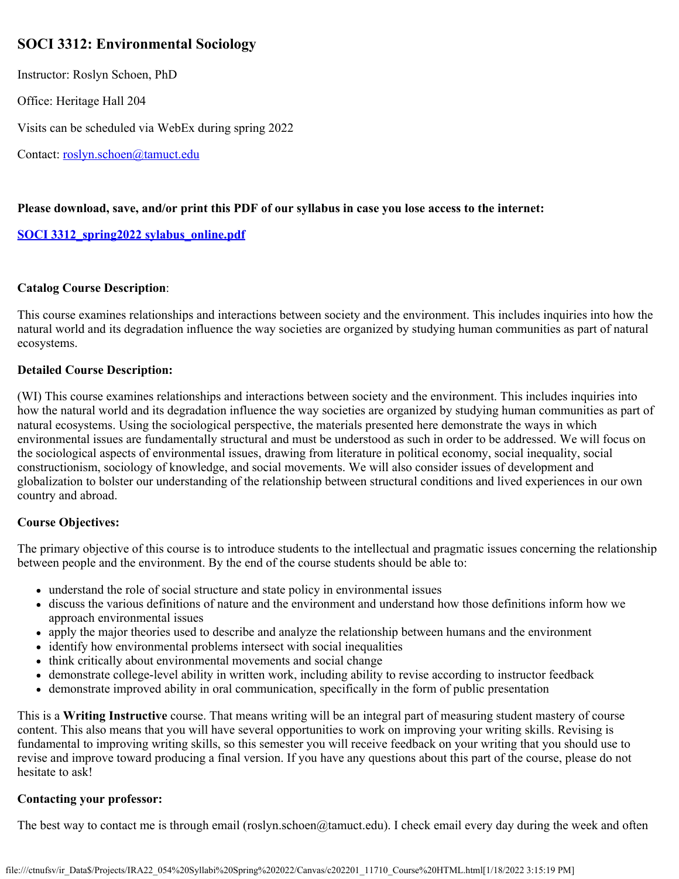# SOCI 3312: Environmental Sociology

Instructor: Roslyn Schoen, PhD

Office: Heritage Hall 204

Visits can be scheduled via WebEx during spring 2022

Contact: [roslyn.schoen@tamuct.edu](mailto:roslyn.schoen@tamuct.edu)

**Please download, save, and/or print this PDF of our syllabus in case you lose access to the internet:**

**SOCI 3312_spring2022 sylabus_online.pdf**

**Catalog Course Description**:

This course examines relationships and interactions between society and the environment. This includes inquiries into how the natural world and its degradation influence the way societies are organized by studying human communities as part of natural ecosystems.

**Detailed Course Description:**

(WI) This course examines relationships and interactions between society and the environment. This includes inquiries into how the natural world and its degradation influence the way societies are organized by studying human communities as part of natural ecosystems. Using the sociological perspective, the materials presented here demonstrate the ways in which environmental issues are fundamentally structural and must be understood as such in order to be addressed. We will focus on the sociological aspects of environmental issues, drawing from literature in political economy, social inequality, social constructionism, sociology of knowledge, and social movements. We will also consider issues of development and globalization to bolster our understanding of the relationship between structural conditions and lived experiences in our own country and abroad.

**Course Objectives:**

The primary objective of this course is to introduce students to the intellectual and pragmatic issues concerning the relationship between people and the environment. By the end of the course students should be able to:

- understand the role of social structure and state policy in environmental issues
- discuss the various definitions of nature and the environment and understand how those definitions inform how we approach environmental issues
- apply the major theories used to describe and analyze the relationship between humans and the environment
- identify how environmental problems intersect with social inequalities
- think critically about environmental movements and social change
- demonstrate college-level ability in written work, including ability to revise according to instructor feedback
- demonstrate improved ability in oral communication, specifically in the form of public presentation

This is a **Writing Instructive** course. That means writing will be an integral part of measuring student mastery of course content. This also means that you will have several opportunities to work on improving your writing skills. Revising is fundamental to improving writing skills, so this semester you will receive feedback on your writing that you should use to revise and improve toward producing a final version. If you have any questions about this part of the course, please do not hesitate to ask!

**Contacting your professor:**

The best way to contact me is through email (roslyn.schoen@tamuct.edu). I check email every day during the week and often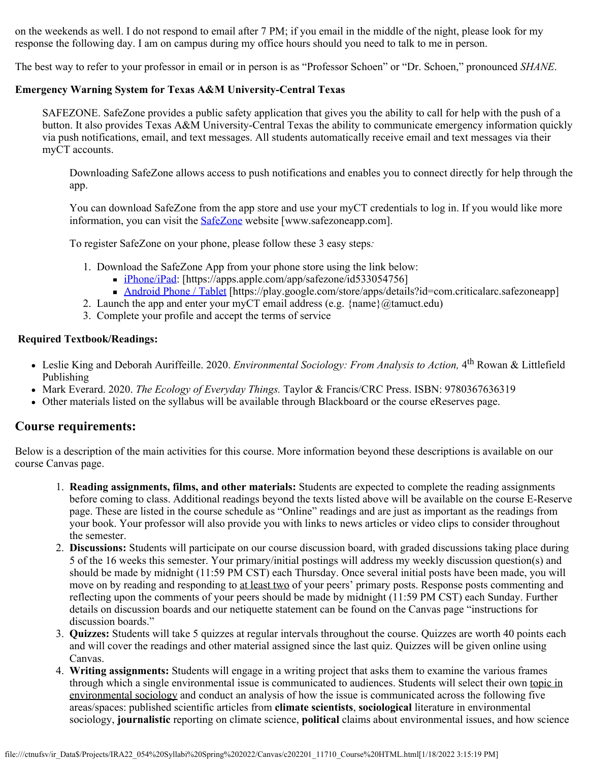on the weekends as well. I do not respond to email after 7 PM; if you email in the middle of the night, please look for my response the following day. I am on campus during my office hours should you need to talk to me in person.

The best way to refer to your professor in email or in person is as "Professor Schoen" or "Dr. Schoen," pronounced *SHANE*.

**Emergency Warning System for Texas A&M University-Central Texas**

> SAFEZONE. SafeZone provides a public safety application that gives you the ability to call for help with the push of a button. It also provides Texas A&M University-Central Texas the ability to communicate emergency information quickly via push notifications, email, and text messages. All students automatically receive email and text messages via their myCT accounts.
>
> > Downloading SafeZone allows access to push notifications and enables you to connect directly for help through the app.
> >
> > You can download SafeZone from the app store and use your myCT credentials to log in. If you would like more information, you can visit the [SafeZone](www.safezoneapp.com) website [www.safezoneapp.com].
> >
> > To register SafeZone on your phone, please follow these 3 easy steps*:*
> >
> > 1. Download the SafeZone App from your phone store using the link below:
> >    - [iPhone/iPad](https://apps.apple.com/app/safezone/id533054756): [https://apps.apple.com/app/safezone/id533054756]
> >    - [Android Phone / Tablet](https://play.google.com/store/apps/details?id=com.criticalarc.safezoneapp) [https://play.google.com/store/apps/details?id=com.criticalarc.safezoneapp]
> > 2. Launch the app and enter your myCT email address (e.g. {name}@tamuct.edu)
> > 3. Complete your profile and accept the terms of service

**Required Textbook/Readings:**

- Leslie King and Deborah Auriffeille. 2020. *Environmental Sociology: From Analysis to Action,* 4th Rowan & Littlefield Publishing
- Mark Everard. 2020. *The Ecology of Everyday Things.* Taylor & Francis/CRC Press. ISBN: 9780367636319
- Other materials listed on the syllabus will be available through Blackboard or the course eReserves page.

## Course requirements:

Below is a description of the main activities for this course. More information beyond these descriptions is available on our course Canvas page.

1. **Reading assignments, films, and other materials:** Students are expected to complete the reading assignments before coming to class. Additional readings beyond the texts listed above will be available on the course E-Reserve page. These are listed in the course schedule as "Online" readings and are just as important as the readings from your book. Your professor will also provide you with links to news articles or video clips to consider throughout the semester.
2. **Discussions:** Students will participate on our course discussion board, with graded discussions taking place during 5 of the 16 weeks this semester. Your primary/initial postings will address my weekly discussion question(s) and should be made by midnight (11:59 PM CST) each Thursday. Once several initial posts have been made, you will move on by reading and responding to at least two of your peers' primary posts. Response posts commenting and reflecting upon the comments of your peers should be made by midnight (11:59 PM CST) each Sunday. Further details on discussion boards and our netiquette statement can be found on the Canvas page "instructions for discussion boards."
3. **Quizzes:** Students will take 5 quizzes at regular intervals throughout the course. Quizzes are worth 40 points each and will cover the readings and other material assigned since the last quiz. Quizzes will be given online using Canvas.
4. **Writing assignments:** Students will engage in a writing project that asks them to examine the various frames through which a single environmental issue is communicated to audiences. Students will select their own topic in environmental sociology and conduct an analysis of how the issue is communicated across the following five areas/spaces: published scientific articles from **climate scientists**, **sociological** literature in environmental sociology, **journalistic** reporting on climate science, **political** claims about environmental issues, and how science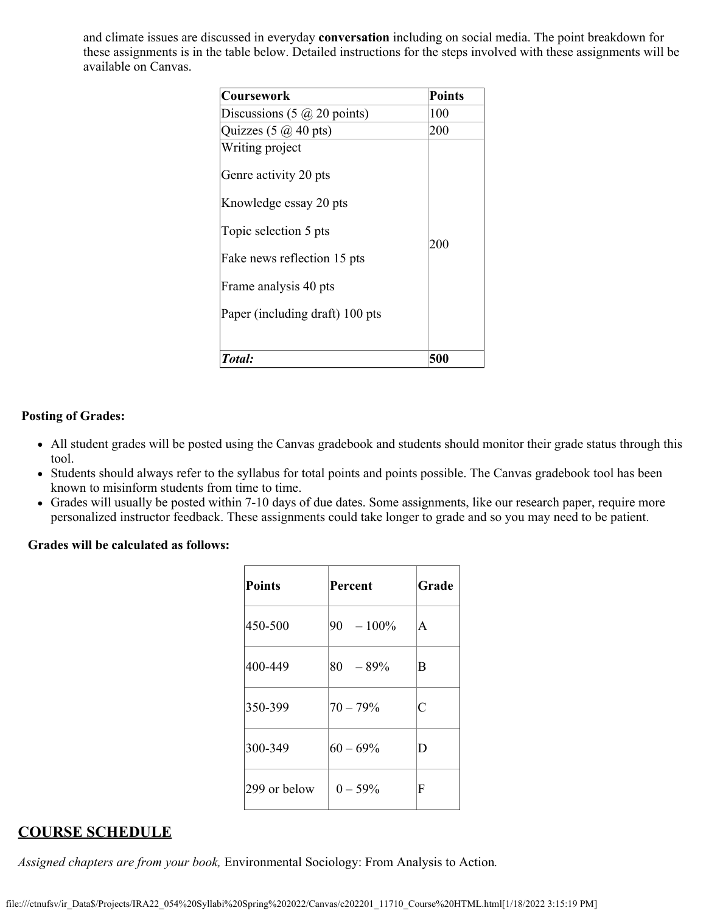and climate issues are discussed in everyday **conversation** including on social media. The point breakdown for these assignments is in the table below. Detailed instructions for the steps involved with these assignments will be available on Canvas.

| Coursework | Points |
| --- | --- |
| Discussions (5 @ 20 points) | 100 |
| Quizzes (5 @ 40 pts) | 200 |
| Writing project<br><br>Genre activity 20 pts<br><br>Knowledge essay 20 pts<br><br>Topic selection 5 pts<br><br>Fake news reflection 15 pts<br><br>Frame analysis 40 pts<br><br>Paper (including draft) 100 pts | 200 |
| ***Total:*** | **500** |

**Posting of Grades:**

- All student grades will be posted using the Canvas gradebook and students should monitor their grade status through this tool.
- Students should always refer to the syllabus for total points and points possible. The Canvas gradebook tool has been known to misinform students from time to time.
- Grades will usually be posted within 7-10 days of due dates. Some assignments, like our research paper, require more personalized instructor feedback. These assignments could take longer to grade and so you may need to be patient.

**Grades will be calculated as follows:**

| Points | Percent | Grade |
| --- | --- | --- |
| 450-500 | 90 – 100% | A |
| 400-449 | 80 – 89% | B |
| 350-399 | 70 – 79% | C |
| 300-349 | 60 – 69% | D |
| 299 or below | 0 – 59% | F |

## COURSE SCHEDULE

*Assigned chapters are from your book,* Environmental Sociology: From Analysis to Action*.*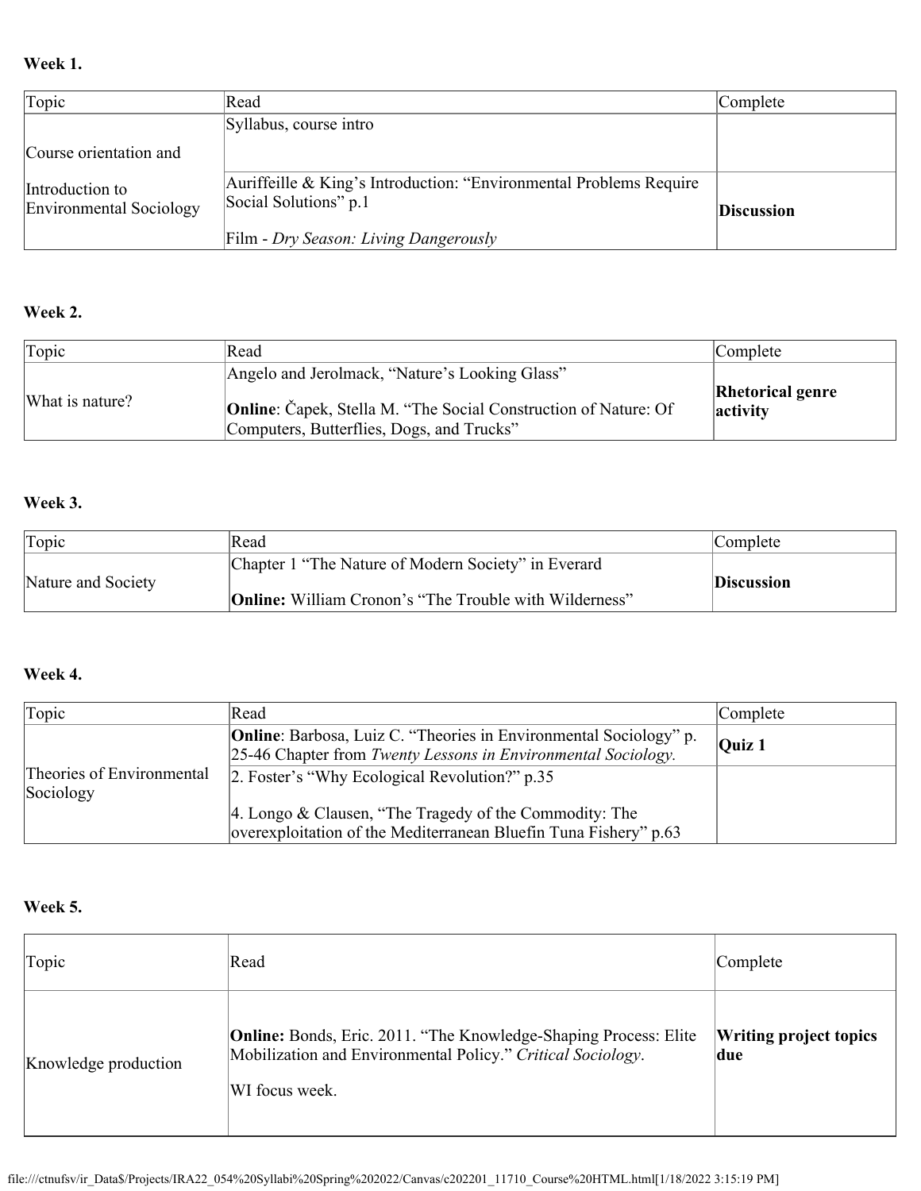**Week 1.**

| Topic | Read | Complete |
| --- | --- | --- |
| Course orientation and Introduction to Environmental Sociology | Syllabus, course intro | |
| | Auriffeille & King's Introduction: "Environmental Problems Require Social Solutions" p.1<br><br>Film - *Dry Season: Living Dangerously* | **Discussion** |

**Week 2.**

| Topic | Read | Complete |
| --- | --- | --- |
| What is nature? | Angelo and Jerolmack, "Nature's Looking Glass"<br><br>**Online**: Čapek, Stella M. "The Social Construction of Nature: Of Computers, Butterflies, Dogs, and Trucks" | **Rhetorical genre activity** |

**Week 3.**

| Topic | Read | Complete |
| --- | --- | --- |
| Nature and Society | Chapter 1 "The Nature of Modern Society" in Everard<br><br>**Online:** William Cronon's "The Trouble with Wilderness" | **Discussion** |

**Week 4.**

| Topic | Read | Complete |
| --- | --- | --- |
| Theories of Environmental Sociology | **Online**: Barbosa, Luiz C. "Theories in Environmental Sociology" p. 25-46 Chapter from *Twenty Lessons in Environmental Sociology.* | **Quiz 1** |
| | 2. Foster's "Why Ecological Revolution?" p.35<br><br>4. Longo & Clausen, "The Tragedy of the Commodity: The overexploitation of the Mediterranean Bluefin Tuna Fishery" p.63 | |

**Week 5.**

| Topic | Read | Complete |
| --- | --- | --- |
| Knowledge production | **Online:** Bonds, Eric. 2011. "The Knowledge-Shaping Process: Elite Mobilization and Environmental Policy." *Critical Sociology*.<br><br>WI focus week. | **Writing project topics due** |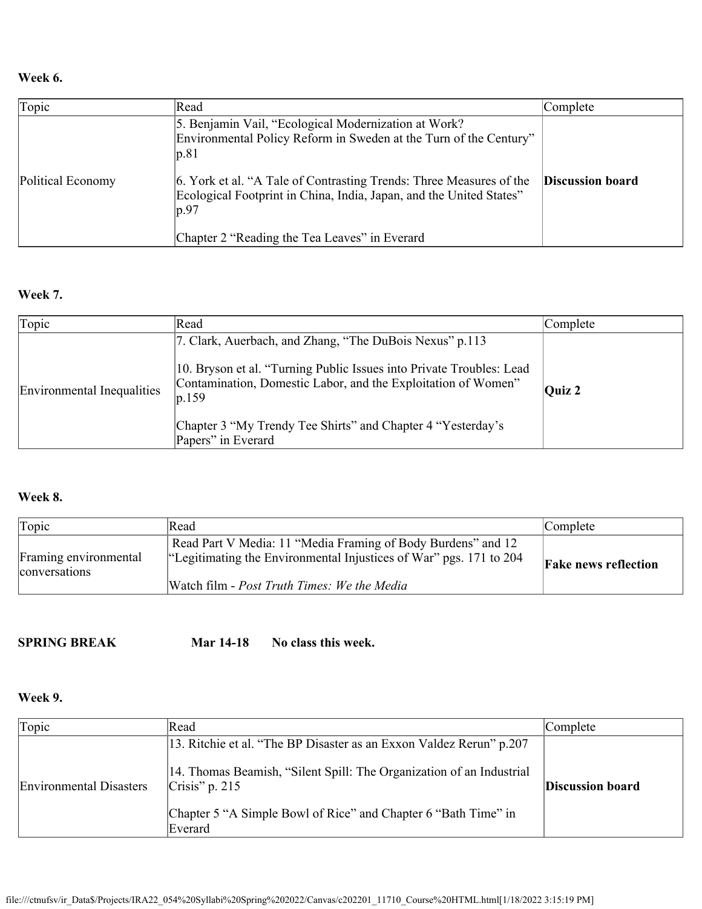**Week 6.**

| Topic | Read | Complete |
|---|---|---|
| Political Economy | 5. Benjamin Vail, "Ecological Modernization at Work? Environmental Policy Reform in Sweden at the Turn of the Century" p.81<br><br>6. York et al. "A Tale of Contrasting Trends: Three Measures of the Ecological Footprint in China, India, Japan, and the United States" p.97<br><br>Chapter 2 "Reading the Tea Leaves" in Everard | **Discussion board** |

**Week 7.**

| Topic | Read | Complete |
|---|---|---|
| Environmental Inequalities | 7. Clark, Auerbach, and Zhang, "The DuBois Nexus" p.113<br><br>10. Bryson et al. "Turning Public Issues into Private Troubles: Lead Contamination, Domestic Labor, and the Exploitation of Women" p.159<br><br>Chapter 3 "My Trendy Tee Shirts" and Chapter 4 "Yesterday's Papers" in Everard | **Quiz 2** |

**Week 8.**

| Topic | Read | Complete |
|---|---|---|
| Framing environmental conversations | Read Part V Media: 11 "Media Framing of Body Burdens" and 12 "Legitimating the Environmental Injustices of War" pgs. 171 to 204<br><br>Watch film - *Post Truth Times: We the Media* | **Fake news reflection** |

**SPRING BREAK Mar 14-18 No class this week.**

**Week 9.**

| Topic | Read | Complete |
|---|---|---|
| Environmental Disasters | 13. Ritchie et al. "The BP Disaster as an Exxon Valdez Rerun" p.207<br><br>14. Thomas Beamish, "Silent Spill: The Organization of an Industrial Crisis" p. 215<br><br>Chapter 5 "A Simple Bowl of Rice" and Chapter 6 "Bath Time" in Everard | **Discussion board** |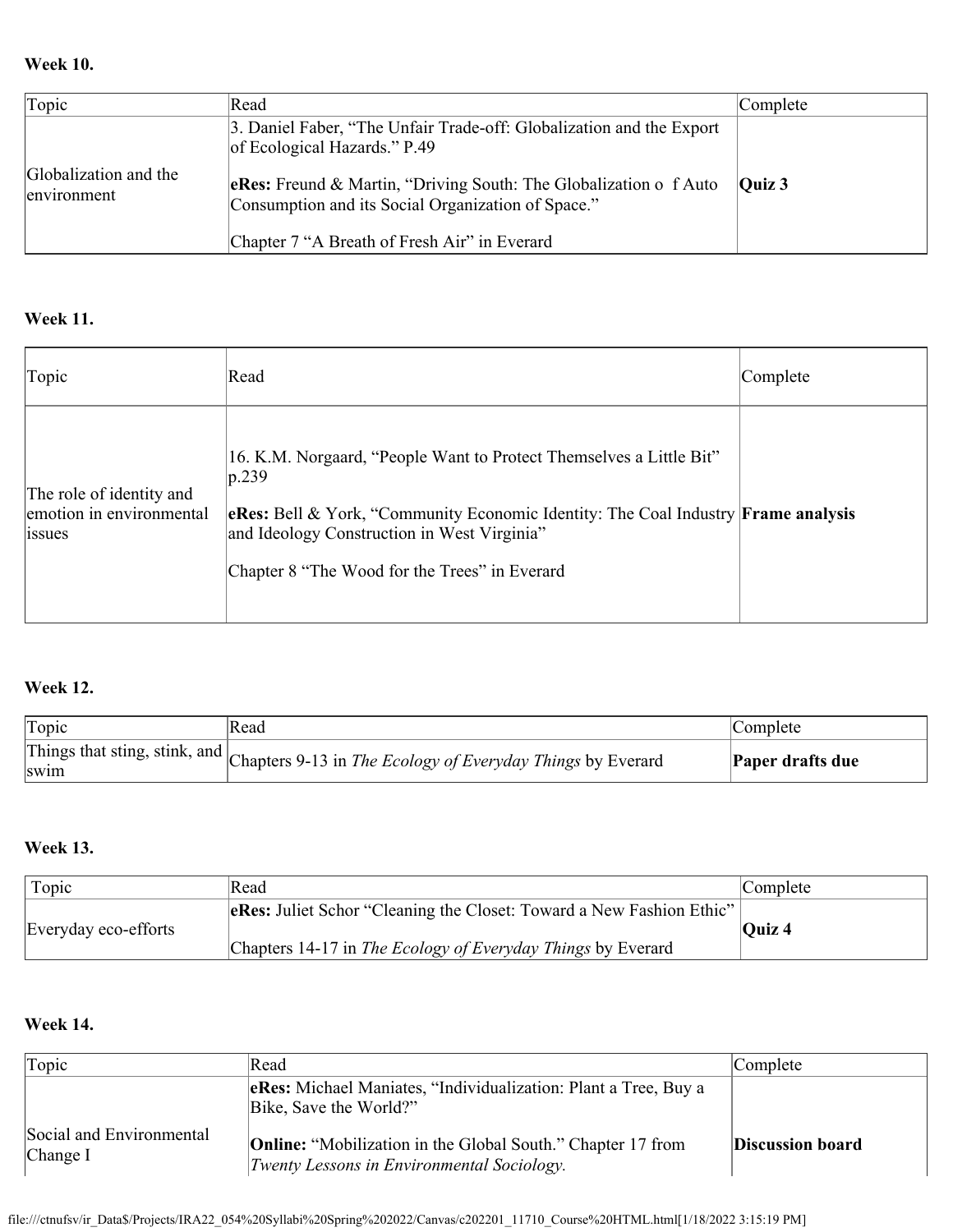**Week 10.**

| Topic | Read | Complete |
|---|---|---|
| Globalization and the environment | 3. Daniel Faber, "The Unfair Trade-off: Globalization and the Export of Ecological Hazards." P.49<br><br>**eRes:** Freund & Martin, "Driving South: The Globalization o f Auto Consumption and its Social Organization of Space."<br><br>Chapter 7 "A Breath of Fresh Air" in Everard | **Quiz 3** |

**Week 11.**

| Topic | Read | Complete |
|---|---|---|
| The role of identity and emotion in environmental issues | 16. K.M. Norgaard, "People Want to Protect Themselves a Little Bit" p.239<br><br>**eRes:** Bell & York, "Community Economic Identity: The Coal Industry and Ideology Construction in West Virginia"<br><br>Chapter 8 "The Wood for the Trees" in Everard | **Frame analysis** |

**Week 12.**

| Topic | Read | Complete |
|---|---|---|
| Things that sting, stink, and swim | Chapters 9-13 in *The Ecology of Everyday Things* by Everard | **Paper drafts due** |

**Week 13.**

| Topic | Read | Complete |
|---|---|---|
| Everyday eco-efforts | **eRes:** Juliet Schor "Cleaning the Closet: Toward a New Fashion Ethic"<br><br>Chapters 14-17 in *The Ecology of Everyday Things* by Everard | **Quiz 4** |

**Week 14.**

| Topic | Read | Complete |
|---|---|---|
| Social and Environmental Change I | **eRes:** Michael Maniates, "Individualization: Plant a Tree, Buy a Bike, Save the World?"<br><br>**Online:** "Mobilization in the Global South." Chapter 17 from *Twenty Lessons in Environmental Sociology.* | **Discussion board** |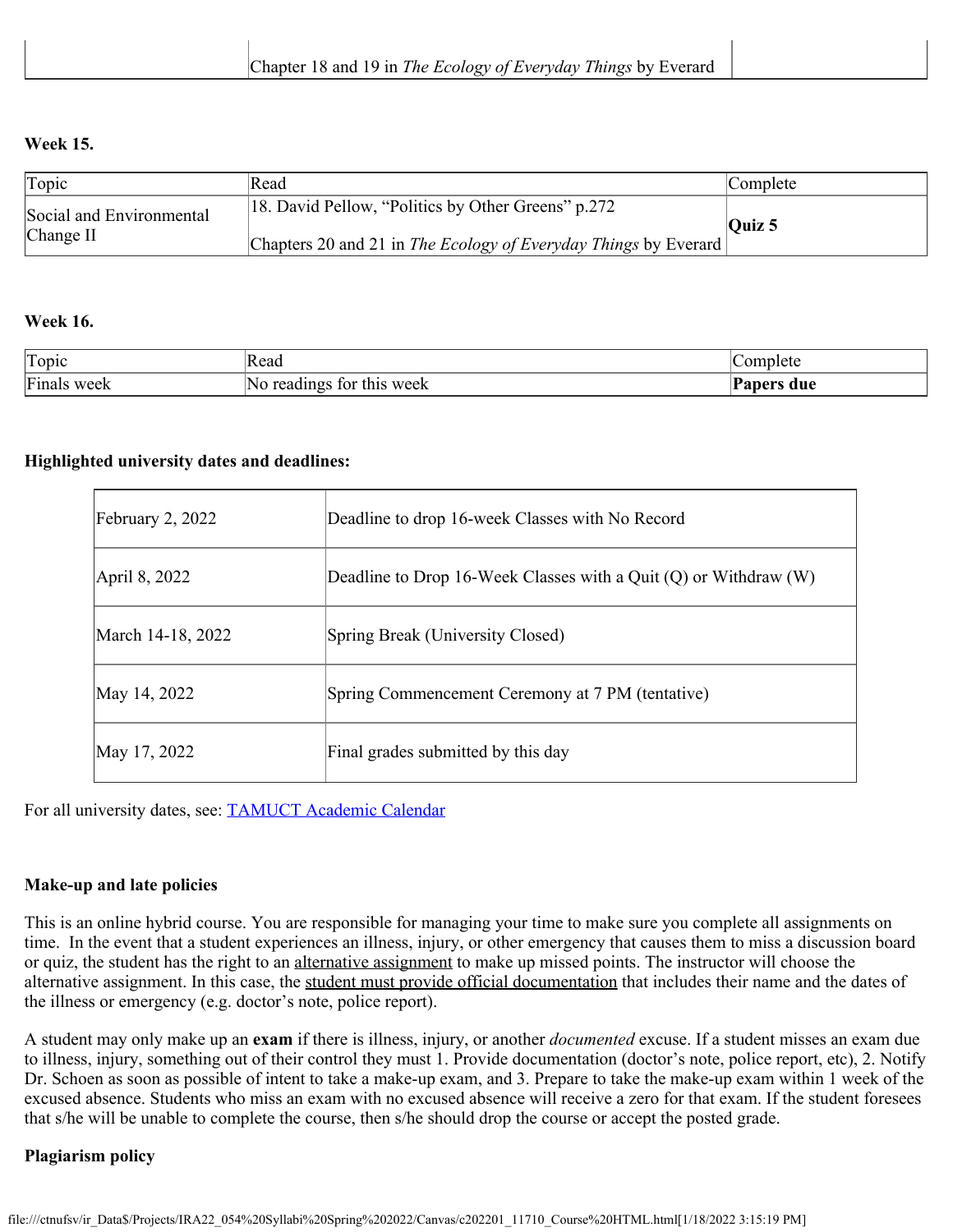| | Chapter 18 and 19 in *The Ecology of Everyday Things* by Everard | |
|---|---|---|

**Week 15.**

| Topic | Read | Complete |
|---|---|---|
| Social and Environmental Change II | 18. David Pellow, "Politics by Other Greens" p.272<br><br>Chapters 20 and 21 in *The Ecology of Everyday Things* by Everard | **Quiz 5** |

**Week 16.**

| Topic | Read | Complete |
|---|---|---|
| Finals week | No readings for this week | **Papers due** |

**Highlighted university dates and deadlines:**

| | |
|---|---|
| February 2, 2022 | Deadline to drop 16-week Classes with No Record |
| April 8, 2022 | Deadline to Drop 16-Week Classes with a Quit (Q) or Withdraw (W) |
| March 14-18, 2022 | Spring Break (University Closed) |
| May 14, 2022 | Spring Commencement Ceremony at 7 PM (tentative) |
| May 17, 2022 | Final grades submitted by this day |

For all university dates, see: TAMUCT Academic Calendar

**Make-up and late policies**

This is an online hybrid course. You are responsible for managing your time to make sure you complete all assignments on time. In the event that a student experiences an illness, injury, or other emergency that causes them to miss a discussion board or quiz, the student has the right to an alternative assignment to make up missed points. The instructor will choose the alternative assignment. In this case, the student must provide official documentation that includes their name and the dates of the illness or emergency (e.g. doctor's note, police report).

A student may only make up an **exam** if there is illness, injury, or another *documented* excuse. If a student misses an exam due to illness, injury, something out of their control they must 1. Provide documentation (doctor's note, police report, etc), 2. Notify Dr. Schoen as soon as possible of intent to take a make-up exam, and 3. Prepare to take the make-up exam within 1 week of the excused absence. Students who miss an exam with no excused absence will receive a zero for that exam. If the student foresees that s/he will be unable to complete the course, then s/he should drop the course or accept the posted grade.

**Plagiarism policy**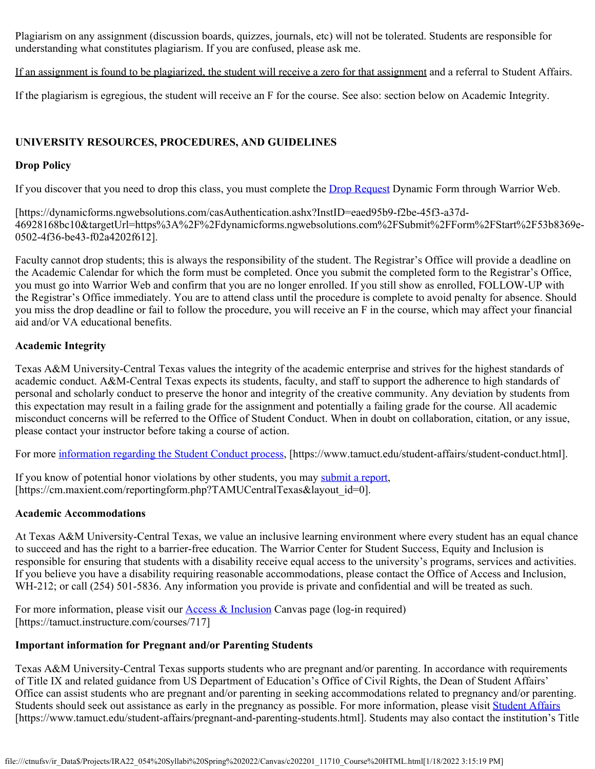Plagiarism on any assignment (discussion boards, quizzes, journals, etc) will not be tolerated. Students are responsible for understanding what constitutes plagiarism. If you are confused, please ask me.

<u>If an assignment is found to be plagiarized, the student will receive a zero for that assignment</u> and a referral to Student Affairs.

If the plagiarism is egregious, the student will receive an F for the course. See also: section below on Academic Integrity.

## UNIVERSITY RESOURCES, PROCEDURES, AND GUIDELINES

### Drop Policy

If you discover that you need to drop this class, you must complete the [Drop Request](https://dynamicforms.ngwebsolutions.com/casAuthentication.ashx?InstID=eaed95b9-f2be-45f3-a37d-46928168bc10&targetUrl=https%3A%2F%2Fdynamicforms.ngwebsolutions.com%2FSubmit%2FForm%2FStart%2F53b8369e-0502-4f36-be43-f02a4202f612) Dynamic Form through Warrior Web.

[https://dynamicforms.ngwebsolutions.com/casAuthentication.ashx?InstID=eaed95b9-f2be-45f3-a37d-46928168bc10&targetUrl=https%3A%2F%2Fdynamicforms.ngwebsolutions.com%2FSubmit%2FForm%2FStart%2F53b8369e-0502-4f36-be43-f02a4202f612].

Faculty cannot drop students; this is always the responsibility of the student. The Registrar's Office will provide a deadline on the Academic Calendar for which the form must be completed. Once you submit the completed form to the Registrar's Office, you must go into Warrior Web and confirm that you are no longer enrolled. If you still show as enrolled, FOLLOW-UP with the Registrar's Office immediately. You are to attend class until the procedure is complete to avoid penalty for absence. Should you miss the drop deadline or fail to follow the procedure, you will receive an F in the course, which may affect your financial aid and/or VA educational benefits.

### Academic Integrity

Texas A&M University-Central Texas values the integrity of the academic enterprise and strives for the highest standards of academic conduct. A&M-Central Texas expects its students, faculty, and staff to support the adherence to high standards of personal and scholarly conduct to preserve the honor and integrity of the creative community. Any deviation by students from this expectation may result in a failing grade for the assignment and potentially a failing grade for the course. All academic misconduct concerns will be referred to the Office of Student Conduct. When in doubt on collaboration, citation, or any issue, please contact your instructor before taking a course of action.

For more [information regarding the Student Conduct process](https://www.tamuct.edu/student-affairs/student-conduct.html), [https://www.tamuct.edu/student-affairs/student-conduct.html].

If you know of potential honor violations by other students, you may [submit a report](https://cm.maxient.com/reportingform.php?TAMUCentralTexas&layout_id=0), [https://cm.maxient.com/reportingform.php?TAMUCentralTexas&layout_id=0].

### Academic Accommodations

At Texas A&M University-Central Texas, we value an inclusive learning environment where every student has an equal chance to succeed and has the right to a barrier-free education. The Warrior Center for Student Success, Equity and Inclusion is responsible for ensuring that students with a disability receive equal access to the university's programs, services and activities. If you believe you have a disability requiring reasonable accommodations, please contact the Office of Access and Inclusion, WH-212; or call (254) 501-5836. Any information you provide is private and confidential and will be treated as such.

For more information, please visit our [Access & Inclusion](https://tamuct.instructure.com/courses/717) Canvas page (log-in required) [https://tamuct.instructure.com/courses/717]

### Important information for Pregnant and/or Parenting Students

Texas A&M University-Central Texas supports students who are pregnant and/or parenting. In accordance with requirements of Title IX and related guidance from US Department of Education's Office of Civil Rights, the Dean of Student Affairs' Office can assist students who are pregnant and/or parenting in seeking accommodations related to pregnancy and/or parenting. Students should seek out assistance as early in the pregnancy as possible. For more information, please visit [Student Affairs](https://www.tamuct.edu/student-affairs/pregnant-and-parenting-students.html) [https://www.tamuct.edu/student-affairs/pregnant-and-parenting-students.html]. Students may also contact the institution's Title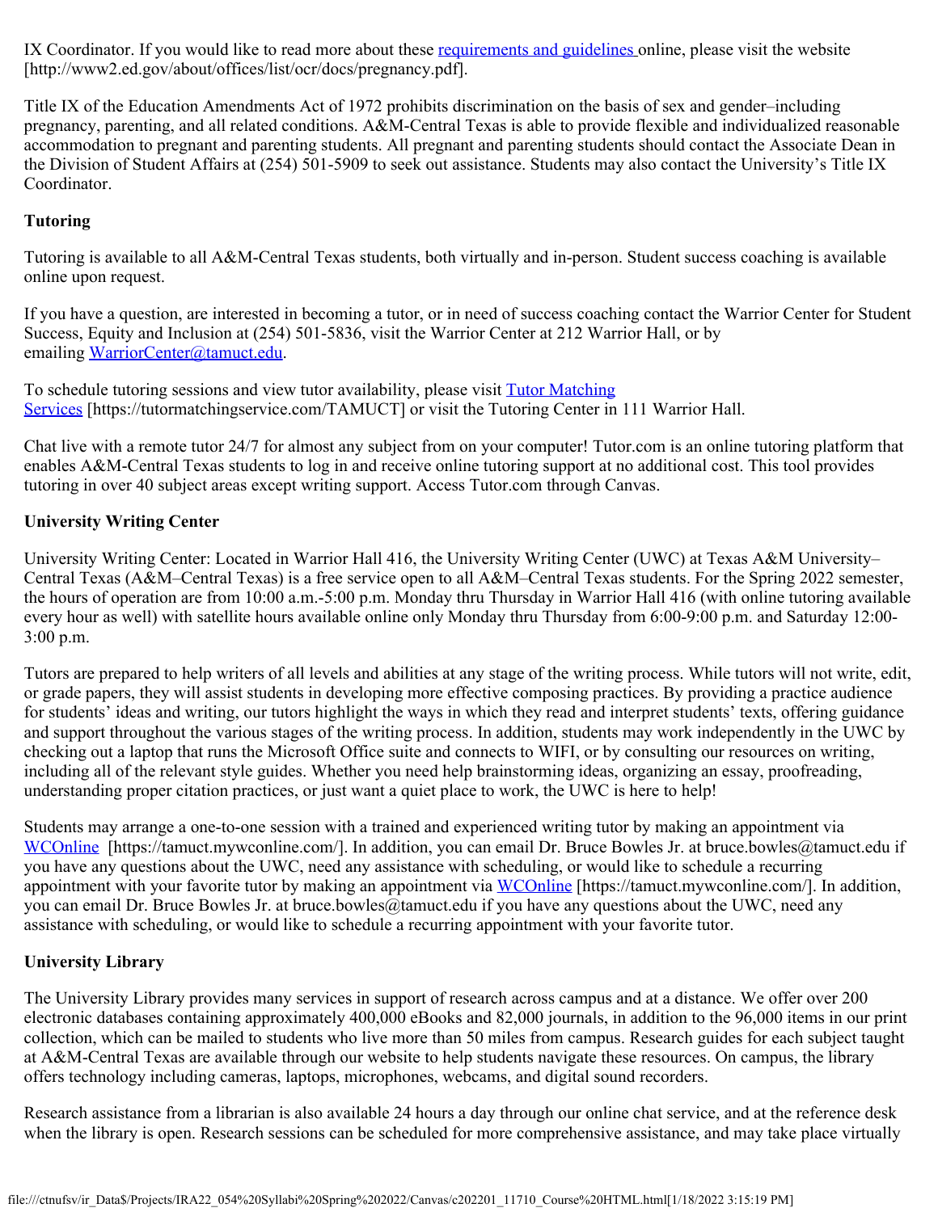IX Coordinator. If you would like to read more about these [requirements and guidelines](http://www2.ed.gov/about/offices/list/ocr/docs/pregnancy.pdf) online, please visit the website [http://www2.ed.gov/about/offices/list/ocr/docs/pregnancy.pdf].

Title IX of the Education Amendments Act of 1972 prohibits discrimination on the basis of sex and gender–including pregnancy, parenting, and all related conditions. A&M-Central Texas is able to provide flexible and individualized reasonable accommodation to pregnant and parenting students. All pregnant and parenting students should contact the Associate Dean in the Division of Student Affairs at (254) 501-5909 to seek out assistance. Students may also contact the University's Title IX Coordinator.

**Tutoring**

Tutoring is available to all A&M-Central Texas students, both virtually and in-person. Student success coaching is available online upon request.

If you have a question, are interested in becoming a tutor, or in need of success coaching contact the Warrior Center for Student Success, Equity and Inclusion at (254) 501-5836, visit the Warrior Center at 212 Warrior Hall, or by emailing [WarriorCenter@tamuct.edu](mailto:WarriorCenter@tamuct.edu).

To schedule tutoring sessions and view tutor availability, please visit [Tutor Matching Services](https://tutormatchingservice.com/TAMUCT) [https://tutormatchingservice.com/TAMUCT] or visit the Tutoring Center in 111 Warrior Hall.

Chat live with a remote tutor 24/7 for almost any subject from on your computer! Tutor.com is an online tutoring platform that enables A&M-Central Texas students to log in and receive online tutoring support at no additional cost. This tool provides tutoring in over 40 subject areas except writing support. Access Tutor.com through Canvas.

**University Writing Center**

University Writing Center: Located in Warrior Hall 416, the University Writing Center (UWC) at Texas A&M University–Central Texas (A&M–Central Texas) is a free service open to all A&M–Central Texas students. For the Spring 2022 semester, the hours of operation are from 10:00 a.m.-5:00 p.m. Monday thru Thursday in Warrior Hall 416 (with online tutoring available every hour as well) with satellite hours available online only Monday thru Thursday from 6:00-9:00 p.m. and Saturday 12:00-3:00 p.m.

Tutors are prepared to help writers of all levels and abilities at any stage of the writing process. While tutors will not write, edit, or grade papers, they will assist students in developing more effective composing practices. By providing a practice audience for students' ideas and writing, our tutors highlight the ways in which they read and interpret students' texts, offering guidance and support throughout the various stages of the writing process. In addition, students may work independently in the UWC by checking out a laptop that runs the Microsoft Office suite and connects to WIFI, or by consulting our resources on writing, including all of the relevant style guides. Whether you need help brainstorming ideas, organizing an essay, proofreading, understanding proper citation practices, or just want a quiet place to work, the UWC is here to help!

Students may arrange a one-to-one session with a trained and experienced writing tutor by making an appointment via [WCOnline](https://tamuct.mywconline.com/) [https://tamuct.mywconline.com/]. In addition, you can email Dr. Bruce Bowles Jr. at bruce.bowles@tamuct.edu if you have any questions about the UWC, need any assistance with scheduling, or would like to schedule a recurring appointment with your favorite tutor by making an appointment via [WCOnline](https://tamuct.mywconline.com/) [https://tamuct.mywconline.com/]. In addition, you can email Dr. Bruce Bowles Jr. at bruce.bowles@tamuct.edu if you have any questions about the UWC, need any assistance with scheduling, or would like to schedule a recurring appointment with your favorite tutor.

**University Library**

The University Library provides many services in support of research across campus and at a distance. We offer over 200 electronic databases containing approximately 400,000 eBooks and 82,000 journals, in addition to the 96,000 items in our print collection, which can be mailed to students who live more than 50 miles from campus. Research guides for each subject taught at A&M-Central Texas are available through our website to help students navigate these resources. On campus, the library offers technology including cameras, laptops, microphones, webcams, and digital sound recorders.

Research assistance from a librarian is also available 24 hours a day through our online chat service, and at the reference desk when the library is open. Research sessions can be scheduled for more comprehensive assistance, and may take place virtually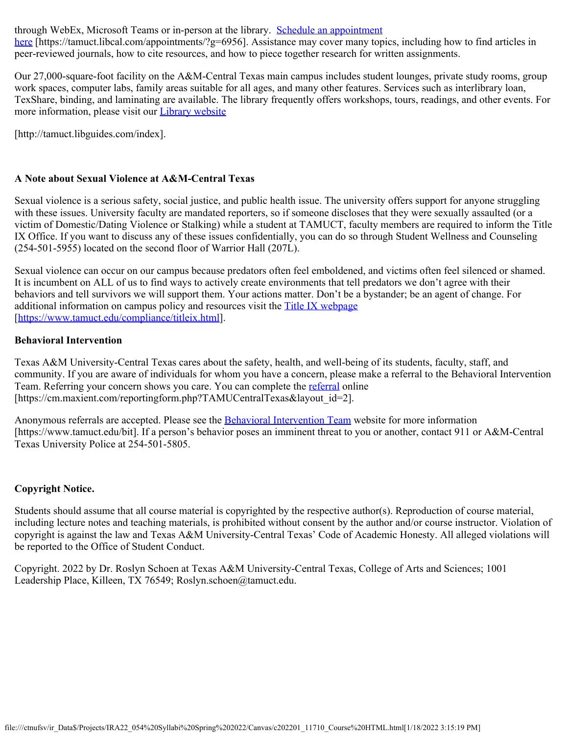through WebEx, Microsoft Teams or in-person at the library. Schedule an appointment here [https://tamuct.libcal.com/appointments/?g=6956]. Assistance may cover many topics, including how to find articles in peer-reviewed journals, how to cite resources, and how to piece together research for written assignments.

Our 27,000-square-foot facility on the A&M-Central Texas main campus includes student lounges, private study rooms, group work spaces, computer labs, family areas suitable for all ages, and many other features. Services such as interlibrary loan, TexShare, binding, and laminating are available. The library frequently offers workshops, tours, readings, and other events. For more information, please visit our Library website

[http://tamuct.libguides.com/index].

**A Note about Sexual Violence at A&M-Central Texas**

Sexual violence is a serious safety, social justice, and public health issue. The university offers support for anyone struggling with these issues. University faculty are mandated reporters, so if someone discloses that they were sexually assaulted (or a victim of Domestic/Dating Violence or Stalking) while a student at TAMUCT, faculty members are required to inform the Title IX Office. If you want to discuss any of these issues confidentially, you can do so through Student Wellness and Counseling (254-501-5955) located on the second floor of Warrior Hall (207L).

Sexual violence can occur on our campus because predators often feel emboldened, and victims often feel silenced or shamed. It is incumbent on ALL of us to find ways to actively create environments that tell predators we don't agree with their behaviors and tell survivors we will support them. Your actions matter. Don't be a bystander; be an agent of change. For additional information on campus policy and resources visit the Title IX webpage [https://www.tamuct.edu/compliance/titleix.html].

**Behavioral Intervention**

Texas A&M University-Central Texas cares about the safety, health, and well-being of its students, faculty, staff, and community. If you are aware of individuals for whom you have a concern, please make a referral to the Behavioral Intervention Team. Referring your concern shows you care. You can complete the referral online [https://cm.maxient.com/reportingform.php?TAMUCentralTexas&layout_id=2].

Anonymous referrals are accepted. Please see the Behavioral Intervention Team website for more information [https://www.tamuct.edu/bit]. If a person's behavior poses an imminent threat to you or another, contact 911 or A&M-Central Texas University Police at 254-501-5805.

**Copyright Notice.**

Students should assume that all course material is copyrighted by the respective author(s). Reproduction of course material, including lecture notes and teaching materials, is prohibited without consent by the author and/or course instructor. Violation of copyright is against the law and Texas A&M University-Central Texas' Code of Academic Honesty. All alleged violations will be reported to the Office of Student Conduct.

Copyright. 2022 by Dr. Roslyn Schoen at Texas A&M University-Central Texas, College of Arts and Sciences; 1001 Leadership Place, Killeen, TX 76549; Roslyn.schoen@tamuct.edu.